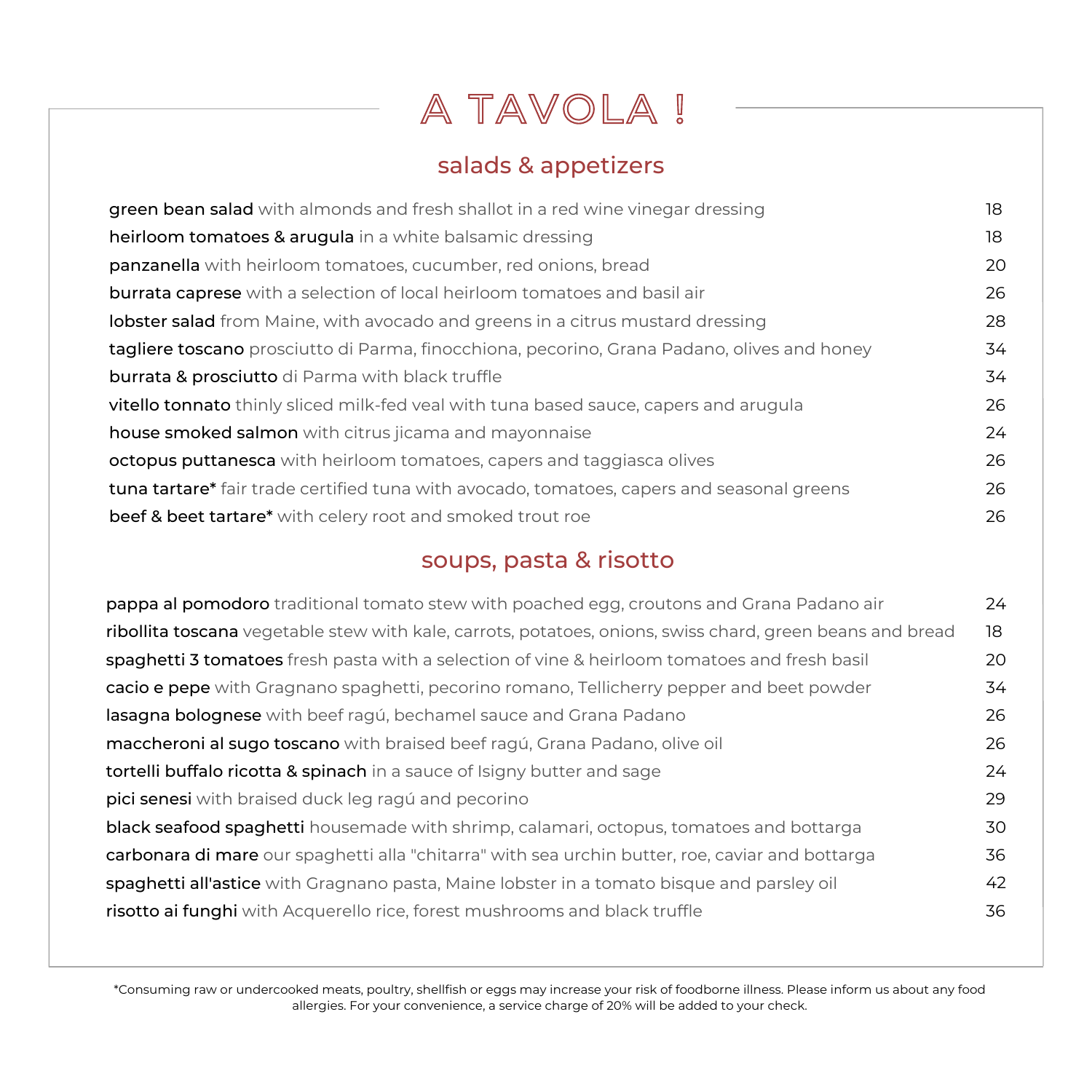# A TAVOLA !

## salads & appetizers

**green bean salad** with almonds and fresh shallot in a red wine vinegar dressing 18

**heirloom tomatoes & arugula** in a white balsamic dressing 18

**panzanella** with heirloom tomatoes, cucumber, red onions, bread 20

**burrata caprese** with a selection of local heirloom tomatoes and basil air 26

**lobster salad** from Maine, with avocado and greens in a citrus mustard dressing 28

**tagliere toscano** prosciutto di Parma, finocchiona, pecorino, Grana Padano, olives and honey 34

**burrata & prosciutto** di Parma with black truffle 34

**vitello tonnato** thinly sliced milk-fed veal with tuna based sauce, capers and arugula 26

**house smoked salmon** with citrus jicama and mayonnaise 24

**octopus puttanesca** with heirloom tomatoes, capers and taggiasca olives 26

**tuna tartare*** fair trade certified tuna with avocado, tomatoes, capers and seasonal greens 26

**beef & beet tartare*** with celery root and smoked trout roe 26

## soups, pasta & risotto

**pappa al pomodoro** traditional tomato stew with poached egg, croutons and Grana Padano air 24

**ribollita toscana** vegetable stew with kale, carrots, potatoes, onions, swiss chard, green beans and bread 18

**spaghetti 3 tomatoes** fresh pasta with a selection of vine & heirloom tomatoes and fresh basil 20

**cacio e pepe** with Gragnano spaghetti, pecorino romano, Tellicherry pepper and beet powder 34

**lasagna bolognese** with beef ragú, bechamel sauce and Grana Padano 26

**maccheroni al sugo toscano** with braised beef ragú, Grana Padano, olive oil 26

**tortelli buffalo ricotta & spinach** in a sauce of Isigny butter and sage 24

**pici senesi** with braised duck leg ragú and pecorino 29

**black seafood spaghetti** housemade with shrimp, calamari, octopus, tomatoes and bottarga 30

**carbonara di mare** our spaghetti alla "chitarra" with sea urchin butter, roe, caviar and bottarga 36

**spaghetti all'astice** with Gragnano pasta, Maine lobster in a tomato bisque and parsley oil 42

**risotto ai funghi** with Acquerello rice, forest mushrooms and black truffle 36

*Consuming raw or undercooked meats, poultry, shellfish or eggs may increase your risk of foodborne illness. Please inform us about any food allergies. For your convenience, a service charge of 20% will be added to your check.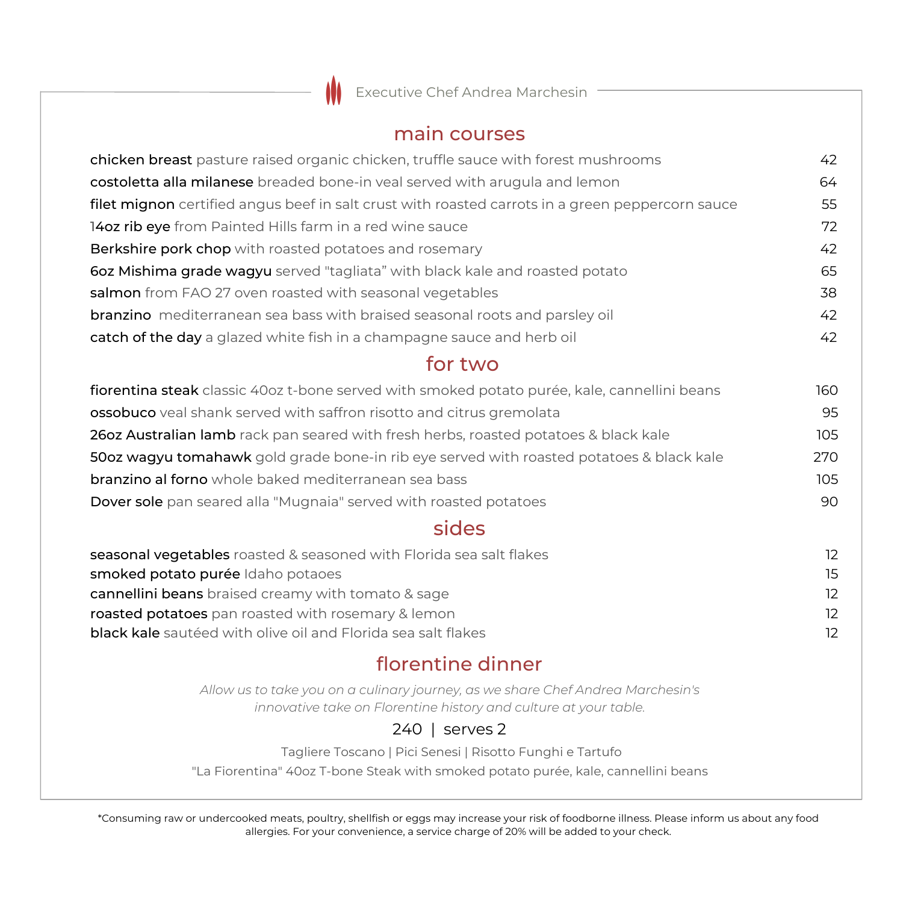Executive Chef Andrea Marchesin

## main courses

| | |
|---|---|
| **chicken breast** pasture raised organic chicken, truffle sauce with forest mushrooms | 42 |
| **costoletta alla milanese** breaded bone-in veal served with arugula and lemon | 64 |
| **filet mignon** certified angus beef in salt crust with roasted carrots in a green peppercorn sauce | 55 |
| **14oz rib eye** from Painted Hills farm in a red wine sauce | 72 |
| **Berkshire pork chop** with roasted potatoes and rosemary | 42 |
| **6oz Mishima grade wagyu** served "tagliata" with black kale and roasted potato | 65 |
| **salmon** from FAO 27 oven roasted with seasonal vegetables | 38 |
| **branzino** mediterranean sea bass with braised seasonal roots and parsley oil | 42 |
| **catch of the day** a glazed white fish in a champagne sauce and herb oil | 42 |

## for two

| | |
|---|---|
| **fiorentina steak** classic 40oz t-bone served with smoked potato purée, kale, cannellini beans | 160 |
| **ossobuco** veal shank served with saffron risotto and citrus gremolata | 95 |
| **26oz Australian lamb** rack pan seared with fresh herbs, roasted potatoes & black kale | 105 |
| **50oz wagyu tomahawk** gold grade bone-in rib eye served with roasted potatoes & black kale | 270 |
| **branzino al forno** whole baked mediterranean sea bass | 105 |
| **Dover sole** pan seared alla "Mugnaia" served with roasted potatoes | 90 |

## sides

| | |
|---|---|
| **seasonal vegetables** roasted & seasoned with Florida sea salt flakes | 12 |
| **smoked potato purée** Idaho potaoes | 15 |
| **cannellini beans** braised creamy with tomato & sage | 12 |
| **roasted potatoes** pan roasted with rosemary & lemon | 12 |
| **black kale** sautéed with olive oil and Florida sea salt flakes | 12 |

## florentine dinner

*Allow us to take you on a culinary journey, as we share Chef Andrea Marchesin's innovative take on Florentine history and culture at your table.*

240 | serves 2

Tagliere Toscano | Pici Senesi | Risotto Funghi e Tartufo

"La Fiorentina" 40oz T-bone Steak with smoked potato purée, kale, cannellini beans

*Consuming raw or undercooked meats, poultry, shellfish or eggs may increase your risk of foodborne illness. Please inform us about any food allergies. For your convenience, a service charge of 20% will be added to your check.